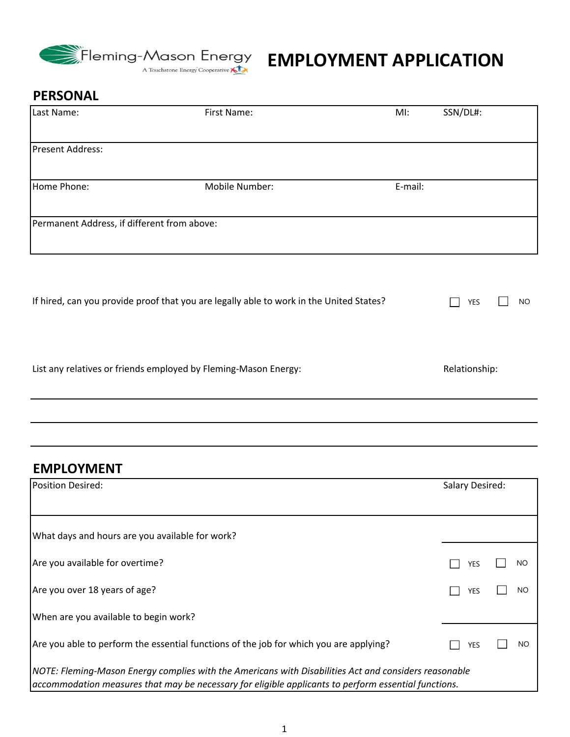Fleming-Mason Energy
A Touchstone Energy Cooperative

# EMPLOYMENT APPLICATION

## PERSONAL

| Last Name: | First Name: | MI: | SSN/DL#: |
|---|---|---|---|
| Present Address: | | | |
| Home Phone: | Mobile Number: | E-mail: | |
| Permanent Address, if different from above: | | | |

If hired, can you provide proof that you are legally able to work in the United States? ☐ YES ☐ NO

List any relatives or friends employed by Fleming-Mason Energy: Relationship:

______________________________________________

______________________________________________

______________________________________________

## EMPLOYMENT

| Position Desired: | Salary Desired: |
|---|---|
| What days and hours are you available for work? | |
| Are you available for overtime? | ☐ YES ☐ NO |
| Are you over 18 years of age? | ☐ YES ☐ NO |
| When are you available to begin work? | |
| Are you able to perform the essential functions of the job for which you are applying? | ☐ YES ☐ NO |

*NOTE: Fleming-Mason Energy complies with the Americans with Disabilities Act and considers reasonable accommodation measures that may be necessary for eligible applicants to perform essential functions.*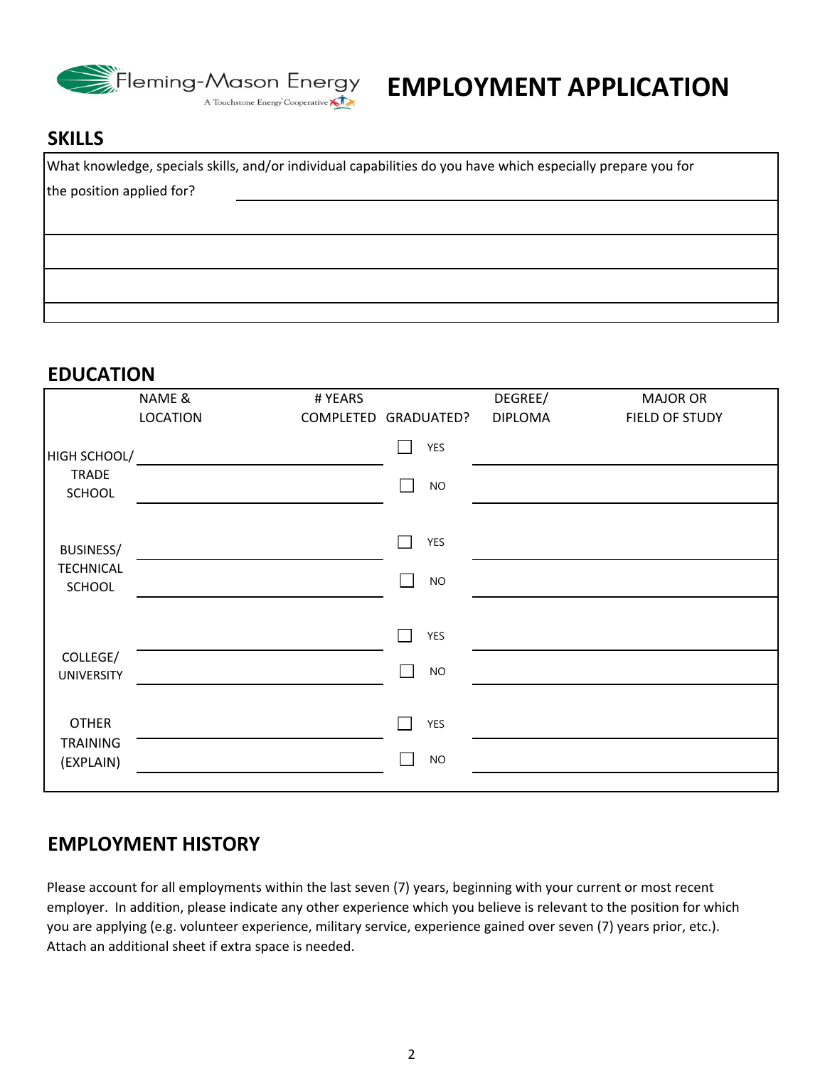# EMPLOYMENT APPLICATION

## SKILLS

What knowledge, specials skills, and/or individual capabilities do you have which especially prepare you for the position applied for?

## EDUCATION

| | NAME & LOCATION | # YEARS COMPLETED | GRADUATED? | DEGREE/ DIPLOMA | MAJOR OR FIELD OF STUDY |
|---|---|---|---|---|---|
| HIGH SCHOOL/ TRADE SCHOOL | | | ☐ YES ☐ NO | | |
| BUSINESS/ TECHNICAL SCHOOL | | | ☐ YES ☐ NO | | |
| COLLEGE/ UNIVERSITY | | | ☐ YES ☐ NO | | |
| OTHER TRAINING (EXPLAIN) | | | ☐ YES ☐ NO | | |

## EMPLOYMENT HISTORY

Please account for all employments within the last seven (7) years, beginning with your current or most recent employer. In addition, please indicate any other experience which you believe is relevant to the position for which you are applying (e.g. volunteer experience, military service, experience gained over seven (7) years prior, etc.). Attach an additional sheet if extra space is needed.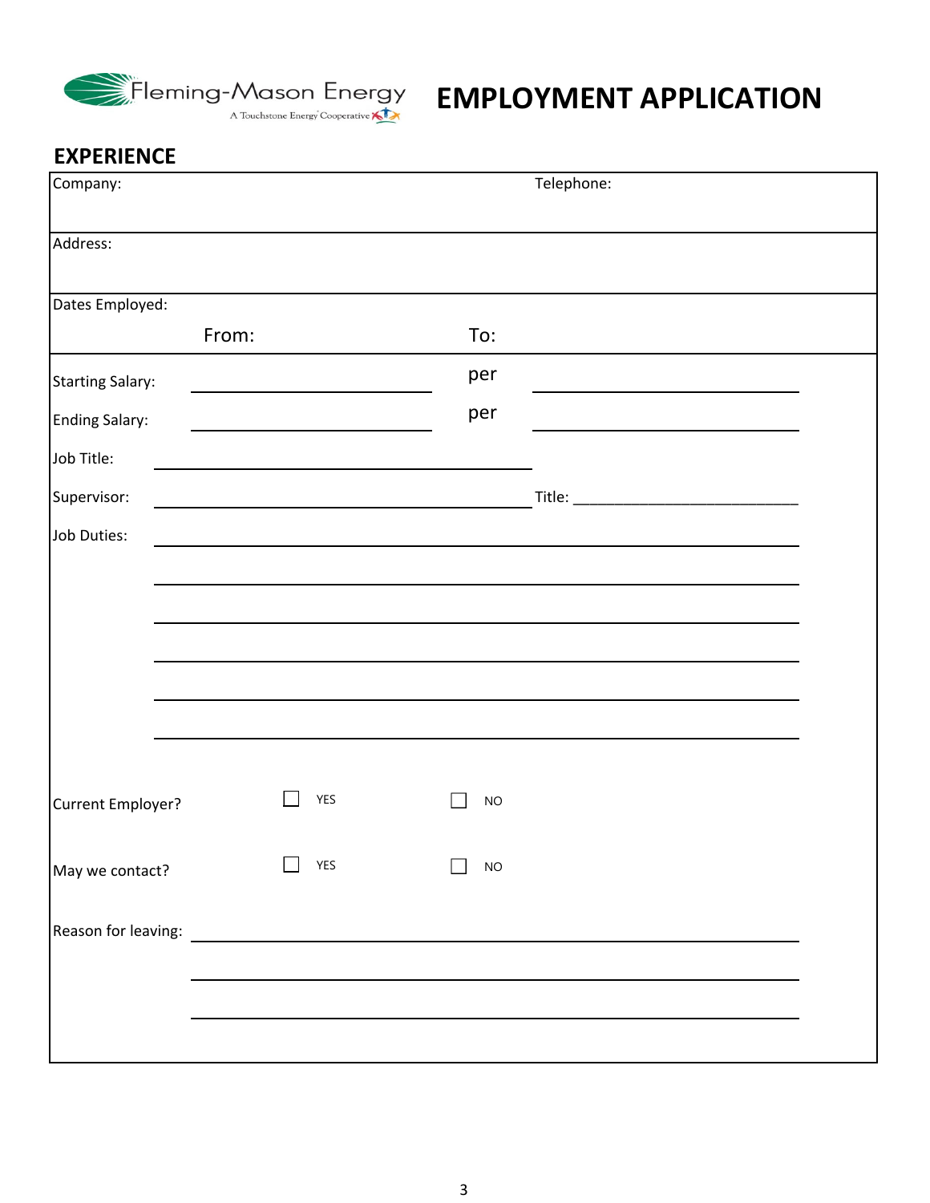Fleming-Mason Energy
A Touchstone Energy Cooperative

# EMPLOYMENT APPLICATION

## EXPERIENCE

Company: Telephone:

Address:

Dates Employed:

From: To:

Starting Salary: ______________________ per ______________________

Ending Salary: ______________________ per ______________________

Job Title: ______________________________________

Supervisor: ______________________________________ Title: ______________________

Job Duties: ____________________________________________________________

____________________________________________________________

____________________________________________________________

____________________________________________________________

____________________________________________________________

____________________________________________________________

Current Employer? ☐ YES ☐ NO

May we contact? ☐ YES ☐ NO

Reason for leaving: ____________________________________________________________

____________________________________________________________

____________________________________________________________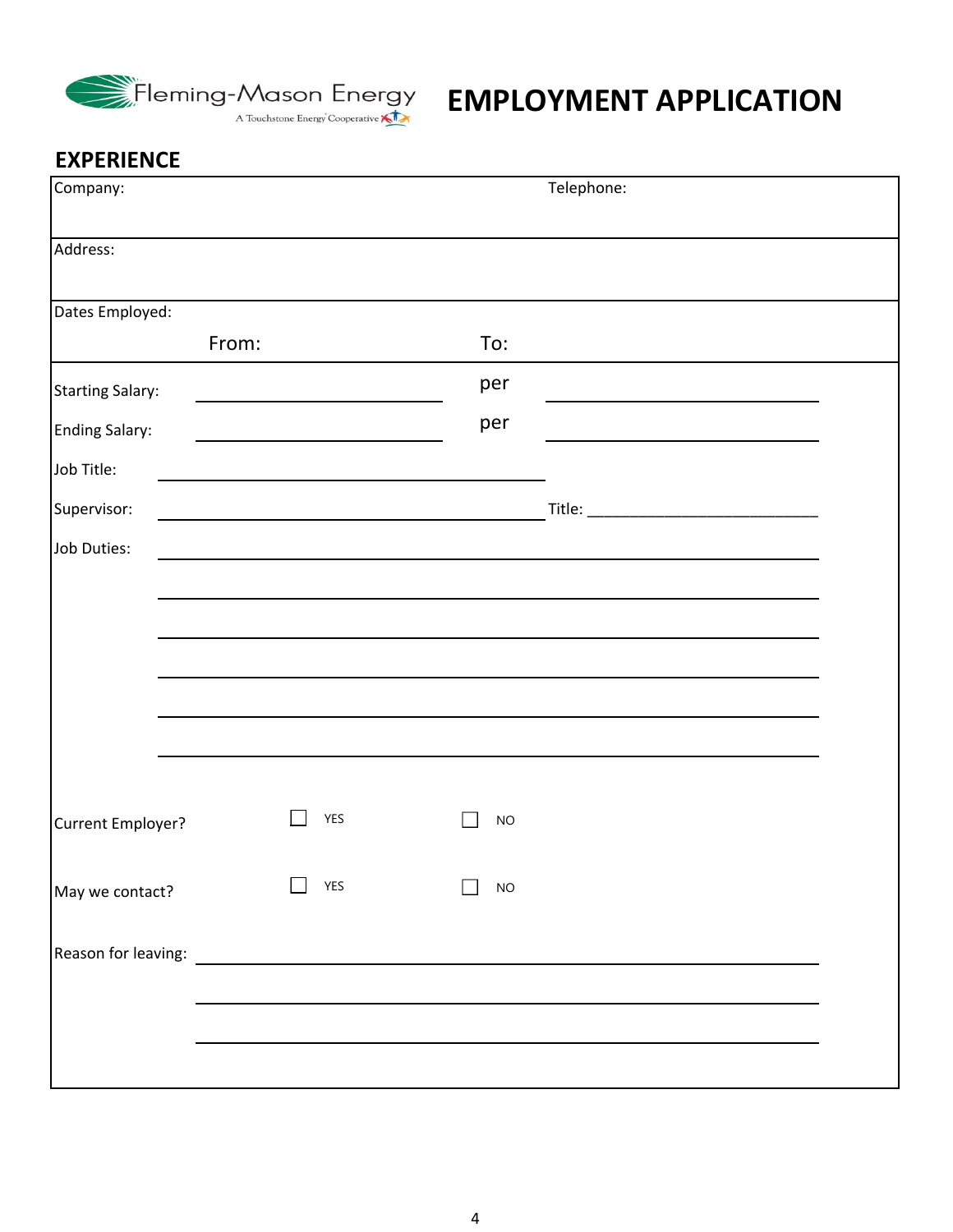Fleming-Mason Energy
A Touchstone Energy Cooperative

# EMPLOYMENT APPLICATION

## EXPERIENCE

Company: Telephone:

Address:

Dates Employed:

From: To:

Starting Salary: ______________________ per ______________________

Ending Salary: ______________________ per ______________________

Job Title: ______________________________________

Supervisor: ______________________________________ Title: ___________________________

Job Duties: ____________________________________________________________

____________________________________________________________

____________________________________________________________

____________________________________________________________

____________________________________________________________

____________________________________________________________

Current Employer? ☐ YES ☐ NO

May we contact? ☐ YES ☐ NO

Reason for leaving: ____________________________________________________________

____________________________________________________________

____________________________________________________________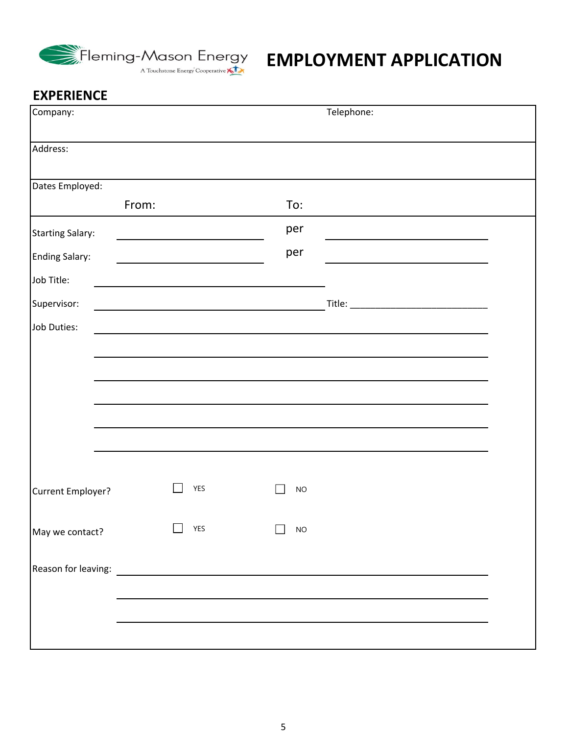Fleming-Mason Energy
A Touchstone Energy Cooperative

# EMPLOYMENT APPLICATION

## EXPERIENCE

| Company: | Telephone: |
|---|---|
| Address: | |
| Dates Employed: From: | To: |

Starting Salary: ______________________ per ______________________

Ending Salary: ______________________ per ______________________

Job Title: ______________________________________

Supervisor: ______________________________________ Title: ______________________

Job Duties: ____________________________________________________________

____________________________________________________________

____________________________________________________________

____________________________________________________________

____________________________________________________________

____________________________________________________________

Current Employer? ☐ YES ☐ NO

May we contact? ☐ YES ☐ NO

Reason for leaving: ____________________________________________________________

____________________________________________________________

____________________________________________________________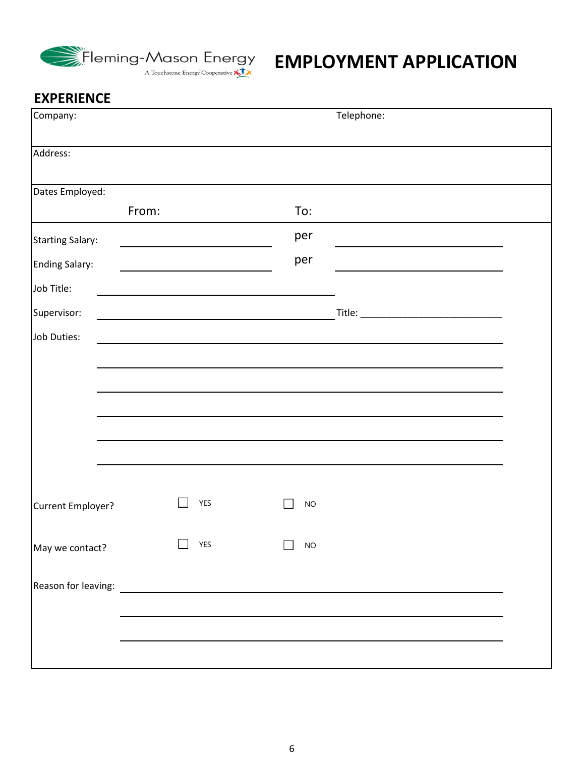Fleming-Mason Energy
A Touchstone Energy Cooperative

# EMPLOYMENT APPLICATION

## EXPERIENCE

Company: Telephone:

Address:

Dates Employed:

From: To:

Starting Salary: ______________________ per ______________________

Ending Salary: ______________________ per ______________________

Job Title: ______________________________________

Supervisor: ______________________________________ Title: ___________________________

Job Duties: ______________________________________________________________

______________________________________________________________

______________________________________________________________

______________________________________________________________

______________________________________________________________

______________________________________________________________

Current Employer? ☐ YES ☐ NO

May we contact? ☐ YES ☐ NO

Reason for leaving: ______________________________________________________________

______________________________________________________________

______________________________________________________________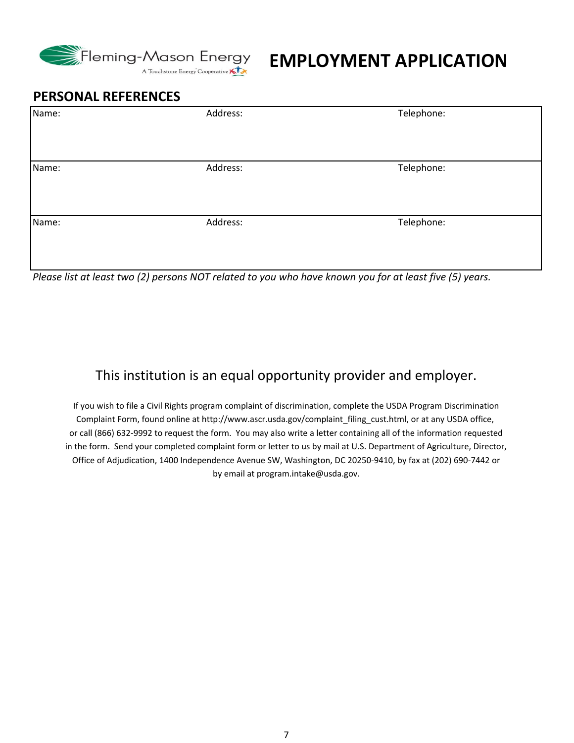Fleming-Mason Energy
A Touchstone Energy Cooperative

# EMPLOYMENT APPLICATION

## PERSONAL REFERENCES

| Name: | Address: | Telephone: |
|---|---|---|
| Name: | Address: | Telephone: |
| Name: | Address: | Telephone: |

*Please list at least two (2) persons NOT related to you who have known you for at least five (5) years.*

This institution is an equal opportunity provider and employer.

If you wish to file a Civil Rights program complaint of discrimination, complete the USDA Program Discrimination Complaint Form, found online at http://www.ascr.usda.gov/complaint_filing_cust.html, or at any USDA office, or call (866) 632-9992 to request the form. You may also write a letter containing all of the information requested in the form. Send your completed complaint form or letter to us by mail at U.S. Department of Agriculture, Director, Office of Adjudication, 1400 Independence Avenue SW, Washington, DC 20250-9410, by fax at (202) 690-7442 or by email at program.intake@usda.gov.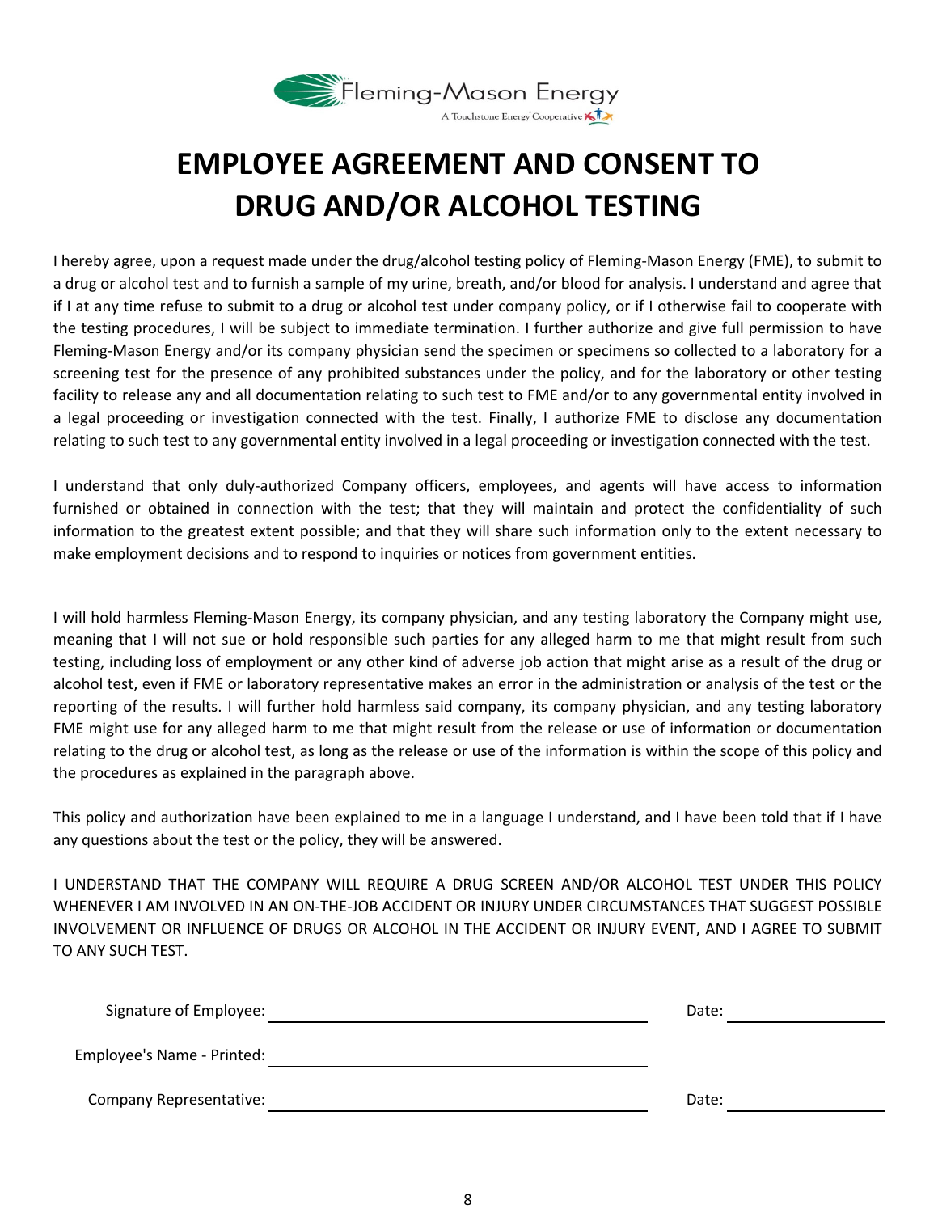Fleming-Mason Energy

A Touchstone Energy® Cooperative

# EMPLOYEE AGREEMENT AND CONSENT TO DRUG AND/OR ALCOHOL TESTING

I hereby agree, upon a request made under the drug/alcohol testing policy of Fleming-Mason Energy (FME), to submit to a drug or alcohol test and to furnish a sample of my urine, breath, and/or blood for analysis. I understand and agree that if I at any time refuse to submit to a drug or alcohol test under company policy, or if I otherwise fail to cooperate with the testing procedures, I will be subject to immediate termination. I further authorize and give full permission to have Fleming-Mason Energy and/or its company physician send the specimen or specimens so collected to a laboratory for a screening test for the presence of any prohibited substances under the policy, and for the laboratory or other testing facility to release any and all documentation relating to such test to FME and/or to any governmental entity involved in a legal proceeding or investigation connected with the test. Finally, I authorize FME to disclose any documentation relating to such test to any governmental entity involved in a legal proceeding or investigation connected with the test.

I understand that only duly-authorized Company officers, employees, and agents will have access to information furnished or obtained in connection with the test; that they will maintain and protect the confidentiality of such information to the greatest extent possible; and that they will share such information only to the extent necessary to make employment decisions and to respond to inquiries or notices from government entities.

I will hold harmless Fleming-Mason Energy, its company physician, and any testing laboratory the Company might use, meaning that I will not sue or hold responsible such parties for any alleged harm to me that might result from such testing, including loss of employment or any other kind of adverse job action that might arise as a result of the drug or alcohol test, even if FME or laboratory representative makes an error in the administration or analysis of the test or the reporting of the results. I will further hold harmless said company, its company physician, and any testing laboratory FME might use for any alleged harm to me that might result from the release or use of information or documentation relating to the drug or alcohol test, as long as the release or use of the information is within the scope of this policy and the procedures as explained in the paragraph above.

This policy and authorization have been explained to me in a language I understand, and I have been told that if I have any questions about the test or the policy, they will be answered.

I UNDERSTAND THAT THE COMPANY WILL REQUIRE A DRUG SCREEN AND/OR ALCOHOL TEST UNDER THIS POLICY WHENEVER I AM INVOLVED IN AN ON-THE-JOB ACCIDENT OR INJURY UNDER CIRCUMSTANCES THAT SUGGEST POSSIBLE INVOLVEMENT OR INFLUENCE OF DRUGS OR ALCOHOL IN THE ACCIDENT OR INJURY EVENT, AND I AGREE TO SUBMIT TO ANY SUCH TEST.

Signature of Employee: ______________________________ Date: ______________

Employee's Name - Printed: ______________________________

Company Representative: ______________________________ Date: ______________